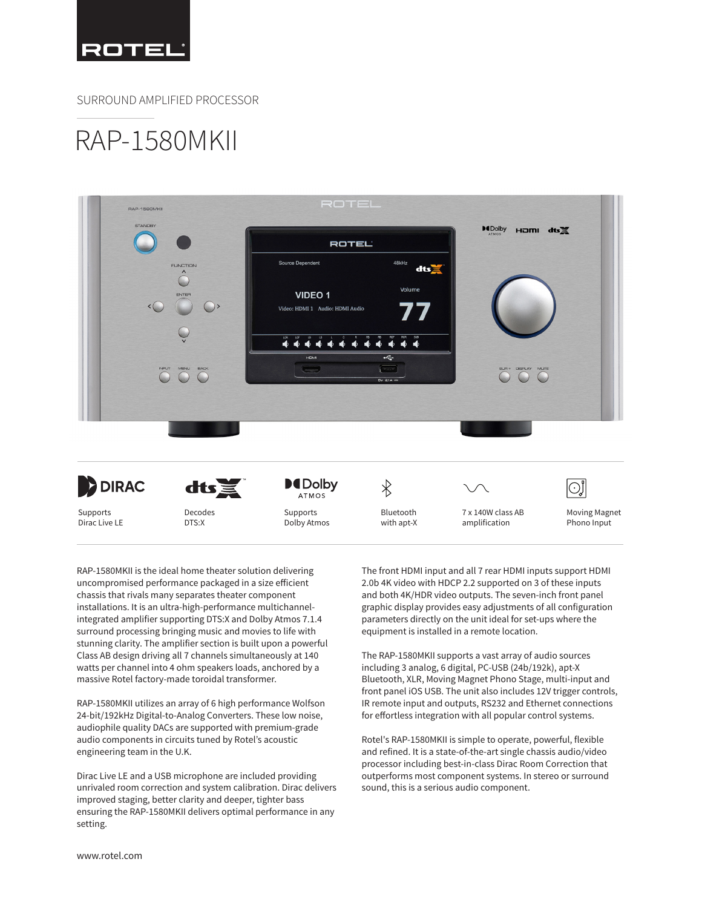ROTEL

SURROUND AMPLIFIED PROCESSOR

# RAP-1580MKII

Supports Dirac Live LE

Decodes DTS:X

Supports Dolby Atmos

Bluetooth with apt-X

7 x 140W class AB amplification

Moving Magnet Phono Input

RAP-1580MKII is the ideal home theater solution delivering uncompromised performance packaged in a size efficient chassis that rivals many separates theater component installations. It is an ultra-high-performance multichannel-integrated amplifier supporting DTS:X and Dolby Atmos 7.1.4 surround processing bringing music and movies to life with stunning clarity. The amplifier section is built upon a powerful Class AB design driving all 7 channels simultaneously at 140 watts per channel into 4 ohm speakers loads, anchored by a massive Rotel factory-made toroidal transformer.

RAP-1580MKII utilizes an array of 6 high performance Wolfson 24-bit/192kHz Digital-to-Analog Converters. These low noise, audiophile quality DACs are supported with premium-grade audio components in circuits tuned by Rotel's acoustic engineering team in the U.K.

Dirac Live LE and a USB microphone are included providing unrivaled room correction and system calibration. Dirac delivers improved staging, better clarity and deeper, tighter bass ensuring the RAP-1580MKII delivers optimal performance in any setting.

The front HDMI input and all 7 rear HDMI inputs support HDMI 2.0b 4K video with HDCP 2.2 supported on 3 of these inputs and both 4K/HDR video outputs. The seven-inch front panel graphic display provides easy adjustments of all configuration parameters directly on the unit ideal for set-ups where the equipment is installed in a remote location.

The RAP-1580MKII supports a vast array of audio sources including 3 analog, 6 digital, PC-USB (24b/192k), apt-X Bluetooth, XLR, Moving Magnet Phono Stage, multi-input and front panel iOS USB. The unit also includes 12V trigger controls, IR remote input and outputs, RS232 and Ethernet connections for effortless integration with all popular control systems.

Rotel's RAP-1580MKII is simple to operate, powerful, flexible and refined. It is a state-of-the-art single chassis audio/video processor including best-in-class Dirac Room Correction that outperforms most component systems. In stereo or surround sound, this is a serious audio component.

www.rotel.com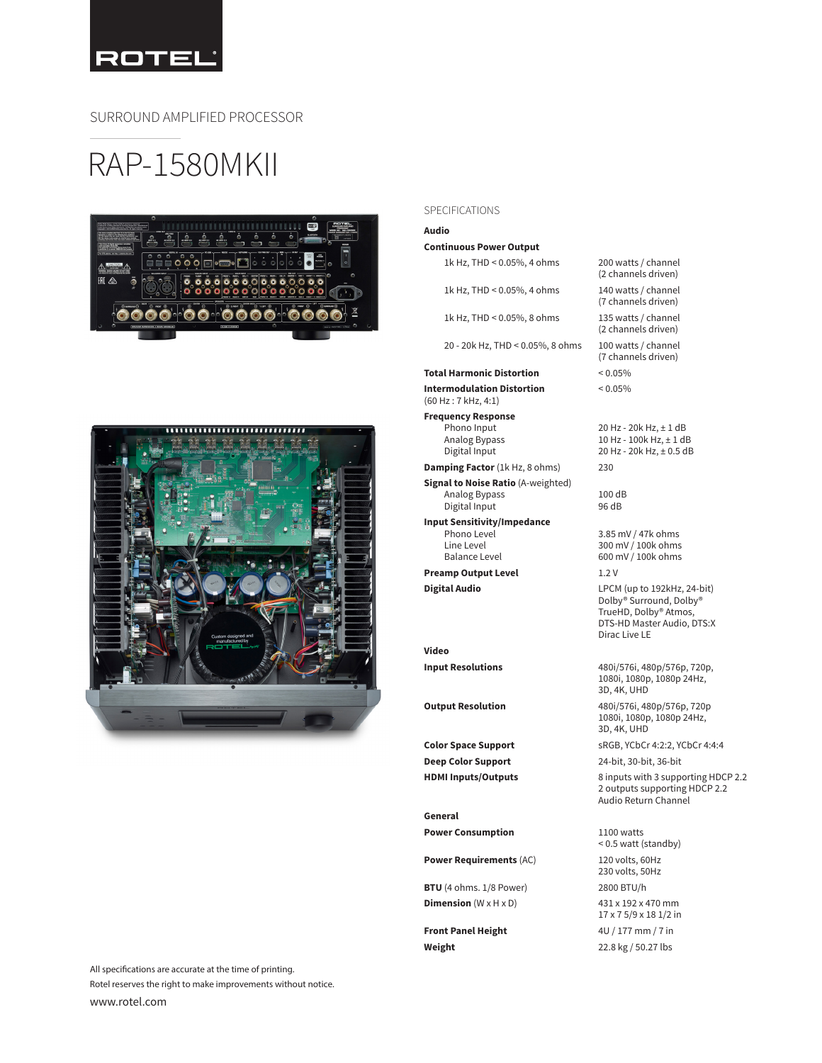SURROUND AMPLIFIED PROCESSOR

# RAP-1580MKII

## SPECIFICATIONS

### Audio

| | |
|---|---|
| **Continuous Power Output** | |
| 1k Hz, THD < 0.05%, 4 ohms | 200 watts / channel (2 channels driven) |
| 1k Hz, THD < 0.05%, 4 ohms | 140 watts / channel (7 channels driven) |
| 1k Hz, THD < 0.05%, 8 ohms | 135 watts / channel (2 channels driven) |
| 20 - 20k Hz, THD < 0.05%, 8 ohms | 100 watts / channel (7 channels driven) |
| **Total Harmonic Distortion** | < 0.05% |
| **Intermodulation Distortion** (60 Hz : 7 kHz, 4:1) | < 0.05% |
| **Frequency Response** | |
| Phono Input | 20 Hz - 20k Hz, ± 1 dB |
| Analog Bypass | 10 Hz - 100k Hz, ± 1 dB |
| Digital Input | 20 Hz - 20k Hz, ± 0.5 dB |
| **Damping Factor** (1k Hz, 8 ohms) | 230 |
| **Signal to Noise Ratio** (A-weighted) | |
| Analog Bypass | 100 dB |
| Digital Input | 96 dB |
| **Input Sensitivity/Impedance** | |
| Phono Level | 3.85 mV / 47k ohms |
| Line Level | 300 mV / 100k ohms |
| Balance Level | 600 mV / 100k ohms |
| **Preamp Output Level** | 1.2 V |
| **Digital Audio** | LPCM (up to 192kHz, 24-bit) Dolby® Surround, Dolby® TrueHD, Dolby® Atmos, DTS-HD Master Audio, DTS:X Dirac Live LE |

### Video

| | |
|---|---|
| **Input Resolutions** | 480i/576i, 480p/576p, 720p, 1080i, 1080p, 1080p 24Hz, 3D, 4K, UHD |
| **Output Resolution** | 480i/576i, 480p/576p, 720p 1080i, 1080p, 1080p 24Hz, 3D, 4K, UHD |
| **Color Space Support** | sRGB, YCbCr 4:2:2, YCbCr 4:4:4 |
| **Deep Color Support** | 24-bit, 30-bit, 36-bit |
| **HDMI Inputs/Outputs** | 8 inputs with 3 supporting HDCP 2.2<br>2 outputs supporting HDCP 2.2<br>Audio Return Channel |

### General

| | |
|---|---|
| **Power Consumption** | 1100 watts<br>< 0.5 watt (standby) |
| **Power Requirements** (AC) | 120 volts, 60Hz<br>230 volts, 50Hz |
| **BTU** (4 ohms. 1/8 Power) | 2800 BTU/h |
| **Dimension** (W x H x D) | 431 x 192 x 470 mm<br>17 x 7 5/9 x 18 1/2 in |
| **Front Panel Height** | 4U / 177 mm / 7 in |
| **Weight** | 22.8 kg / 50.27 lbs |

All specifications are accurate at the time of printing.
Rotel reserves the right to make improvements without notice.
www.rotel.com